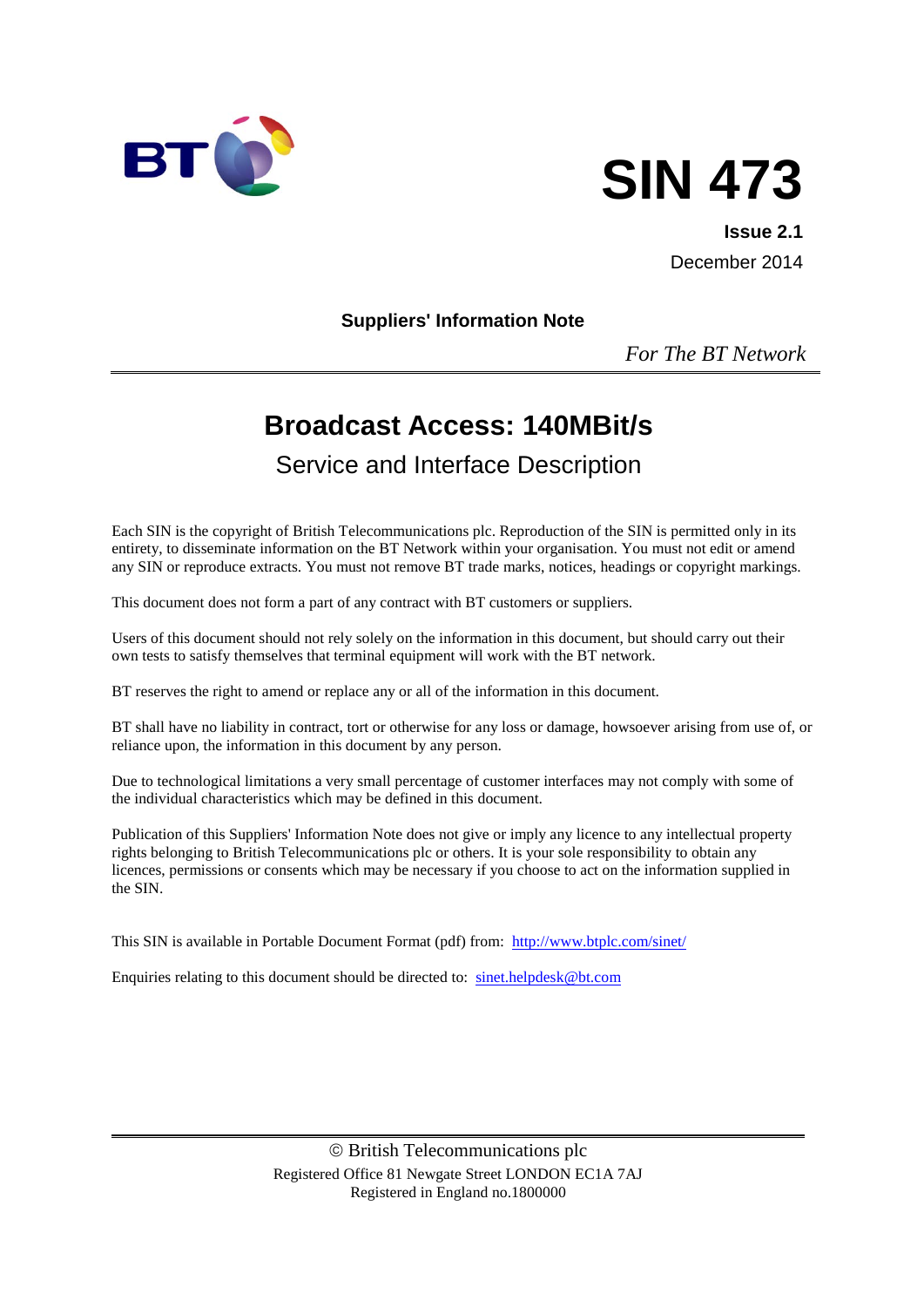# SIN 473

**Issue 2.1**

December 2014

**Suppliers' Information Note**

*For The BT Network*

# Broadcast Access: 140MBit/s

## Service and Interface Description

Each SIN is the copyright of British Telecommunications plc. Reproduction of the SIN is permitted only in its entirety, to disseminate information on the BT Network within your organisation. You must not edit or amend any SIN or reproduce extracts. You must not remove BT trade marks, notices, headings or copyright markings.

This document does not form a part of any contract with BT customers or suppliers.

Users of this document should not rely solely on the information in this document, but should carry out their own tests to satisfy themselves that terminal equipment will work with the BT network.

BT reserves the right to amend or replace any or all of the information in this document.

BT shall have no liability in contract, tort or otherwise for any loss or damage, howsoever arising from use of, or reliance upon, the information in this document by any person.

Due to technological limitations a very small percentage of customer interfaces may not comply with some of the individual characteristics which may be defined in this document.

Publication of this Suppliers' Information Note does not give or imply any licence to any intellectual property rights belonging to British Telecommunications plc or others. It is your sole responsibility to obtain any licences, permissions or consents which may be necessary if you choose to act on the information supplied in the SIN.

This SIN is available in Portable Document Format (pdf) from: http://www.btplc.com/sinet/

Enquiries relating to this document should be directed to: sinet.helpdesk@bt.com

© British Telecommunications plc
Registered Office 81 Newgate Street LONDON EC1A 7AJ
Registered in England no.1800000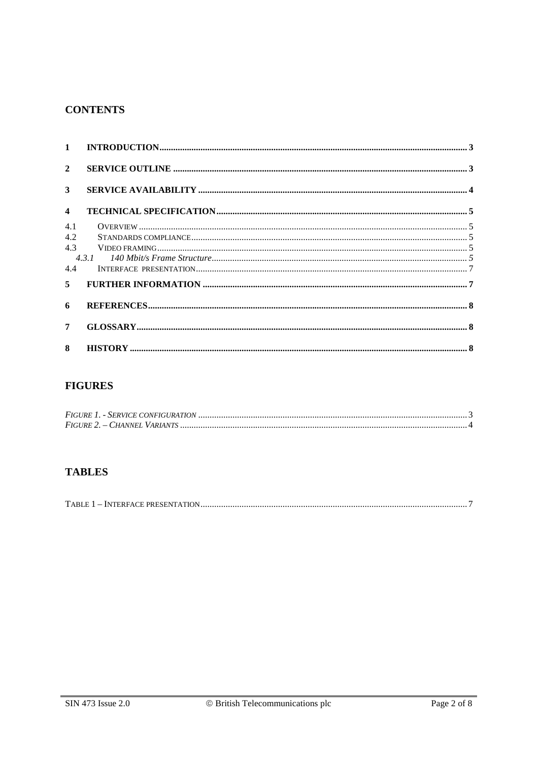## CONTENTS

1 INTRODUCTION .......... 3

2 SERVICE OUTLINE .......... 3

3 SERVICE AVAILABILITY .......... 4

4 TECHNICAL SPECIFICATION .......... 5

4.1 OVERVIEW .......... 5
4.2 STANDARDS COMPLIANCE .......... 5
4.3 VIDEO FRAMING .......... 5
*4.3.1 140 Mbit/s Frame Structure* .......... 5
4.4 INTERFACE PRESENTATION .......... 7

5 FURTHER INFORMATION .......... 7

6 REFERENCES .......... 8

7 GLOSSARY .......... 8

8 HISTORY .......... 8

## FIGURES

*FIGURE 1. - SERVICE CONFIGURATION* .......... 3
*FIGURE 2. – CHANNEL VARIANTS* .......... 4

## TABLES

TABLE 1 – INTERFACE PRESENTATION .......... 7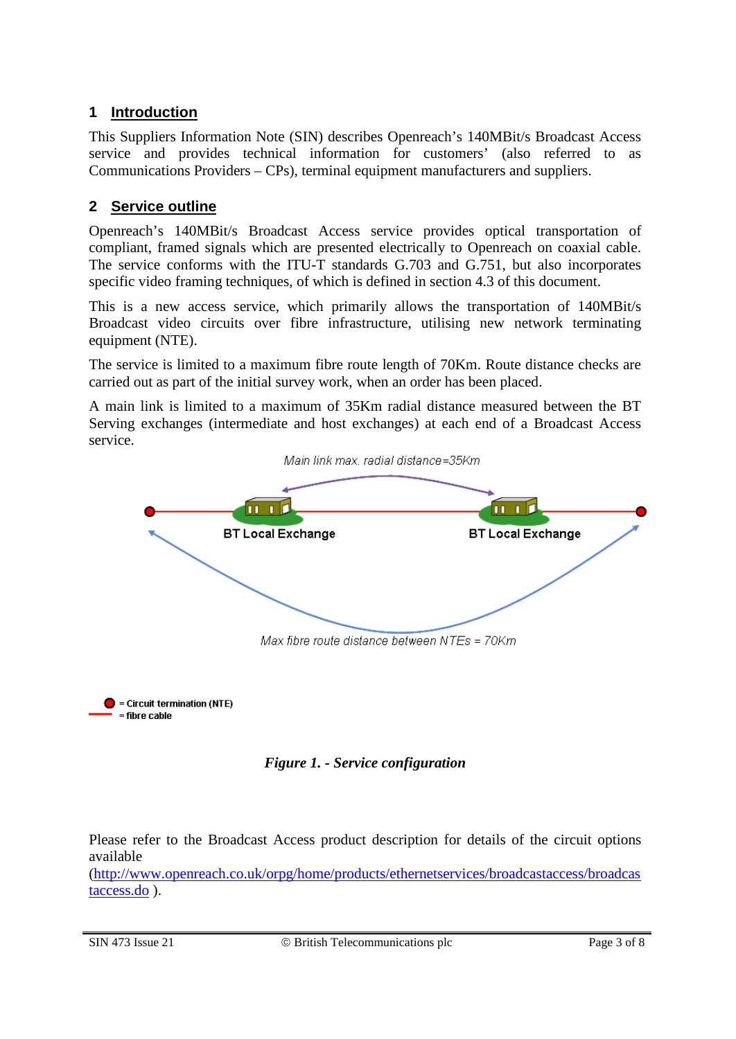## 1 Introduction

This Suppliers Information Note (SIN) describes Openreach's 140MBit/s Broadcast Access service and provides technical information for customers' (also referred to as Communications Providers – CPs), terminal equipment manufacturers and suppliers.

## 2 Service outline

Openreach's 140MBit/s Broadcast Access service provides optical transportation of compliant, framed signals which are presented electrically to Openreach on coaxial cable. The service conforms with the ITU-T standards G.703 and G.751, but also incorporates specific video framing techniques, of which is defined in section 4.3 of this document.

This is a new access service, which primarily allows the transportation of 140MBit/s Broadcast video circuits over fibre infrastructure, utilising new network terminating equipment (NTE).

The service is limited to a maximum fibre route length of 70Km. Route distance checks are carried out as part of the initial survey work, when an order has been placed.

A main link is limited to a maximum of 35Km radial distance measured between the BT Serving exchanges (intermediate and host exchanges) at each end of a Broadcast Access service.

Main link max. radial distance=35Km

BT Local Exchange

BT Local Exchange

Max fibre route distance between NTEs = 70Km

= Circuit termination (NTE)
= fibre cable

***Figure 1. - Service configuration***

Please refer to the Broadcast Access product description for details of the circuit options available (http://www.openreach.co.uk/orpg/home/products/ethernetservices/broadcastaccess/broadcastaccess.do ).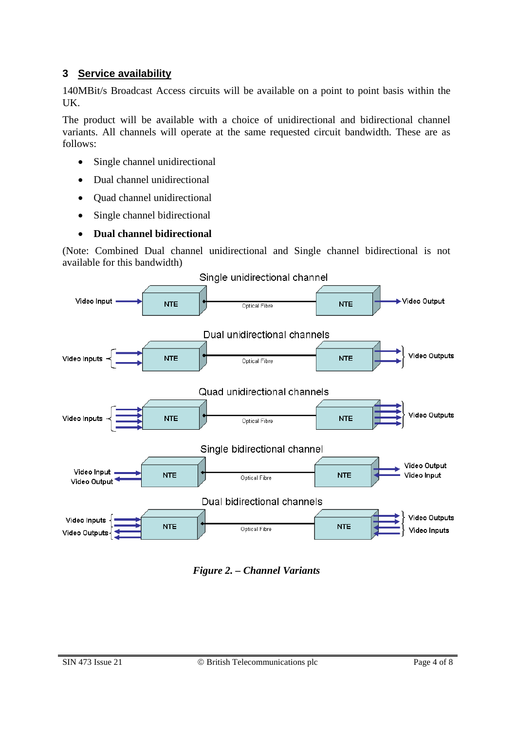## 3 Service availability

140MBit/s Broadcast Access circuits will be available on a point to point basis within the UK.

The product will be available with a choice of unidirectional and bidirectional channel variants. All channels will operate at the same requested circuit bandwidth. These are as follows:

- Single channel unidirectional
- Dual channel unidirectional
- Quad channel unidirectional
- Single channel bidirectional
- **Dual channel bidirectional**

(Note: Combined Dual channel unidirectional and Single channel bidirectional is not available for this bandwidth)

*Figure 2. – Channel Variants*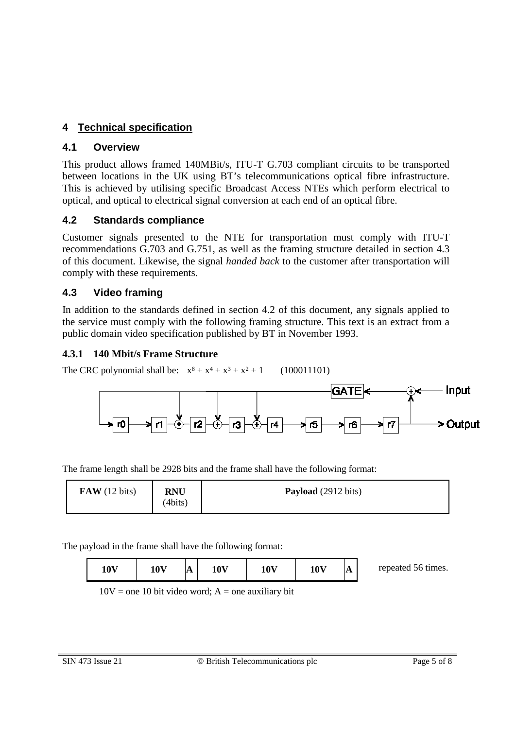## 4 Technical specification

### 4.1 Overview

This product allows framed 140MBit/s, ITU-T G.703 compliant circuits to be transported between locations in the UK using BT's telecommunications optical fibre infrastructure. This is achieved by utilising specific Broadcast Access NTEs which perform electrical to optical, and optical to electrical signal conversion at each end of an optical fibre.

### 4.2 Standards compliance

Customer signals presented to the NTE for transportation must comply with ITU-T recommendations G.703 and G.751, as well as the framing structure detailed in section 4.3 of this document. Likewise, the signal *handed back* to the customer after transportation will comply with these requirements.

### 4.3 Video framing

In addition to the standards defined in section 4.2 of this document, any signals applied to the service must comply with the following framing structure. This text is an extract from a public domain video specification published by BT in November 1993.

#### 4.3.1 140 Mbit/s Frame Structure

The CRC polynomial shall be: $x^8 + x^4 + x^3 + x^2 + 1$ (100011101)

The frame length shall be 2928 bits and the frame shall have the following format:

| **FAW** (12 bits) | **RNU** (4bits) | **Payload** (2912 bits) |
|---|---|---|

The payload in the frame shall have the following format:

| **10V** | **10V** | **A** | **10V** | **10V** | **10V** | **A** |
|---|---|---|---|---|---|---|

repeated 56 times.

10V = one 10 bit video word; A = one auxiliary bit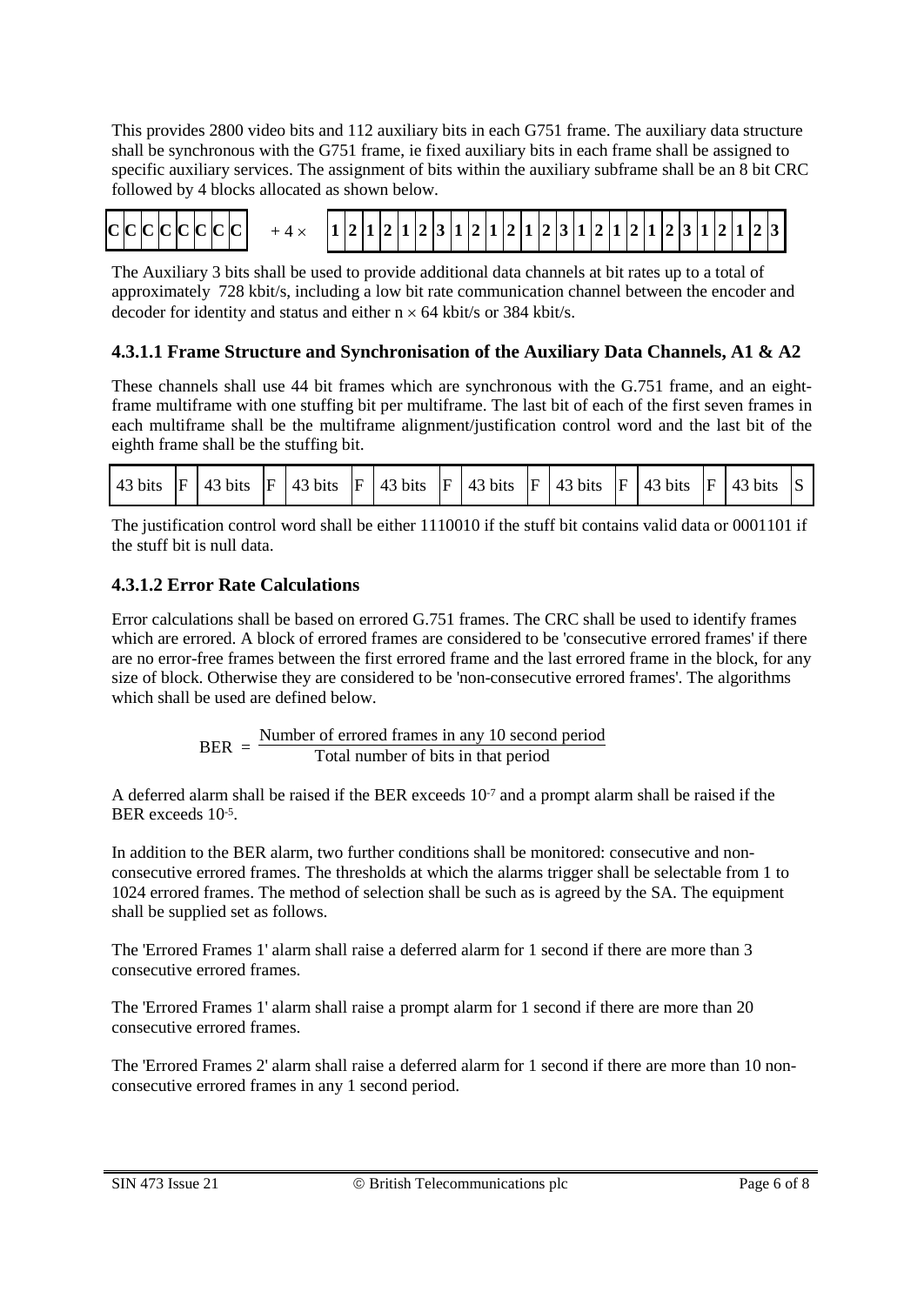This provides 2800 video bits and 112 auxiliary bits in each G751 frame. The auxiliary data structure shall be synchronous with the G751 frame, ie fixed auxiliary bits in each frame shall be assigned to specific auxiliary services. The assignment of bits within the auxiliary subframe shall be an 8 bit CRC followed by 4 blocks allocated as shown below.

| **C** | **C** | **C** | **C** | **C** | **C** | **C** | **C** |
|---|---|---|---|---|---|---|---|

$+ 4 \times$

| **1** | **2** | **1** | **2** | **1** | **2** | **3** | **1** | **2** | **1** | **2** | **1** | **2** | **3** | **1** | **2** | **1** | **2** | **1** | **2** | **3** | **1** | **2** | **1** | **2** | **3** |
|---|---|---|---|---|---|---|---|---|---|---|---|---|---|---|---|---|---|---|---|---|---|---|---|---|---|

The Auxiliary 3 bits shall be used to provide additional data channels at bit rates up to a total of approximately 728 kbit/s, including a low bit rate communication channel between the encoder and decoder for identity and status and either $n \times 64$ kbit/s or 384 kbit/s.

### 4.3.1.1 Frame Structure and Synchronisation of the Auxiliary Data Channels, A1 & A2

These channels shall use 44 bit frames which are synchronous with the G.751 frame, and an eight-frame multiframe with one stuffing bit per multiframe. The last bit of each of the first seven frames in each multiframe shall be the multiframe alignment/justification control word and the last bit of the eighth frame shall be the stuffing bit.

| 43 bits | F | 43 bits | F | 43 bits | F | 43 bits | F | 43 bits | F | 43 bits | F | 43 bits | F | 43 bits | S |
|---|---|---|---|---|---|---|---|---|---|---|---|---|---|---|---|

The justification control word shall be either 1110010 if the stuff bit contains valid data or 0001101 if the stuff bit is null data.

### 4.3.1.2 Error Rate Calculations

Error calculations shall be based on errored G.751 frames. The CRC shall be used to identify frames which are errored. A block of errored frames are considered to be 'consecutive errored frames' if there are no error-free frames between the first errored frame and the last errored frame in the block, for any size of block. Otherwise they are considered to be 'non-consecutive errored frames'. The algorithms which shall be used are defined below.

$$\text{BER} = \frac{\text{Number of errored frames in any 10 second period}}{\text{Total number of bits in that period}}$$

A deferred alarm shall be raised if the BER exceeds $10^{-7}$ and a prompt alarm shall be raised if the BER exceeds $10^{-5}$.

In addition to the BER alarm, two further conditions shall be monitored: consecutive and non-consecutive errored frames. The thresholds at which the alarms trigger shall be selectable from 1 to 1024 errored frames. The method of selection shall be such as is agreed by the SA. The equipment shall be supplied set as follows.

The 'Errored Frames 1' alarm shall raise a deferred alarm for 1 second if there are more than 3 consecutive errored frames.

The 'Errored Frames 1' alarm shall raise a prompt alarm for 1 second if there are more than 20 consecutive errored frames.

The 'Errored Frames 2' alarm shall raise a deferred alarm for 1 second if there are more than 10 non-consecutive errored frames in any 1 second period.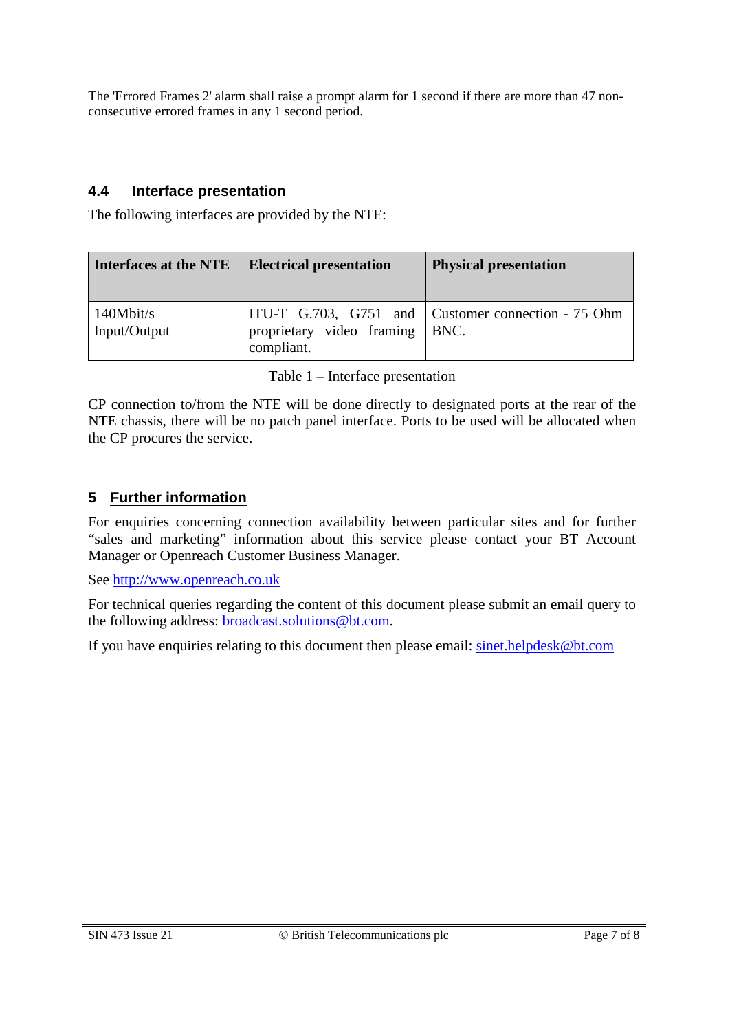The 'Errored Frames 2' alarm shall raise a prompt alarm for 1 second if there are more than 47 non-consecutive errored frames in any 1 second period.

### 4.4 Interface presentation

The following interfaces are provided by the NTE:

| Interfaces at the NTE | Electrical presentation | Physical presentation |
|---|---|---|
| 140Mbit/s Input/Output | ITU-T G.703, G751 and proprietary video framing compliant. | Customer connection - 75 Ohm BNC. |

Table 1 – Interface presentation

CP connection to/from the NTE will be done directly to designated ports at the rear of the NTE chassis, there will be no patch panel interface. Ports to be used will be allocated when the CP procures the service.

## 5 Further information

For enquiries concerning connection availability between particular sites and for further "sales and marketing" information about this service please contact your BT Account Manager or Openreach Customer Business Manager.

See http://www.openreach.co.uk

For technical queries regarding the content of this document please submit an email query to the following address: broadcast.solutions@bt.com.

If you have enquiries relating to this document then please email: sinet.helpdesk@bt.com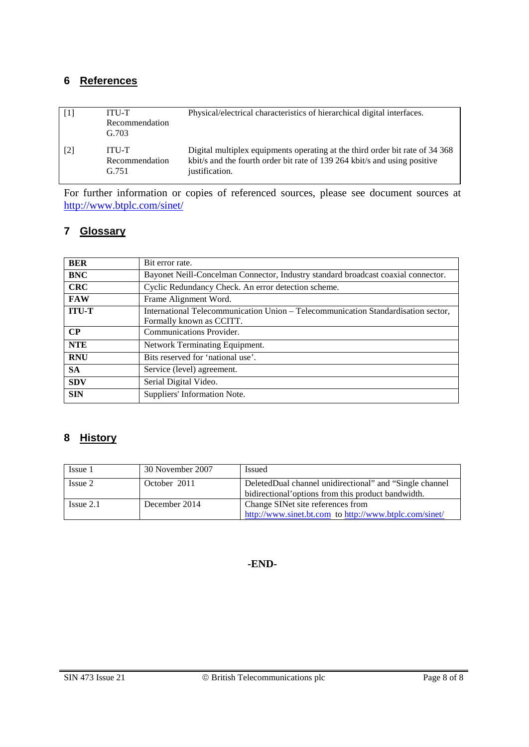## 6 References

| | | |
|---|---|---|
| [1] | ITU-T Recommendation G.703 | Physical/electrical characteristics of hierarchical digital interfaces. |
| [2] | ITU-T Recommendation G.751 | Digital multiplex equipments operating at the third order bit rate of 34 368 kbit/s and the fourth order bit rate of 139 264 kbit/s and using positive justification. |

For further information or copies of referenced sources, please see document sources at http://www.btplc.com/sinet/

## 7 Glossary

| | |
|---|---|
| **BER** | Bit error rate. |
| **BNC** | Bayonet Neill-Concelman Connector, Industry standard broadcast coaxial connector. |
| **CRC** | Cyclic Redundancy Check. An error detection scheme. |
| **FAW** | Frame Alignment Word. |
| **ITU-T** | International Telecommunication Union – Telecommunication Standardisation sector, Formally known as CCITT. |
| **CP** | Communications Provider. |
| **NTE** | Network Terminating Equipment. |
| **RNU** | Bits reserved for 'national use'. |
| **SA** | Service (level) agreement. |
| **SDV** | Serial Digital Video. |
| **SIN** | Suppliers' Information Note. |

## 8 History

| | | |
|---|---|---|
| Issue 1 | 30 November 2007 | Issued |
| Issue 2 | October 2011 | DeletedDual channel unidirectional" and "Single channel bidirectional'options from this product bandwidth. |
| Issue 2.1 | December 2014 | Change SINet site references from http://www.sinet.bt.com to http://www.btplc.com/sinet/ |

**-END-**